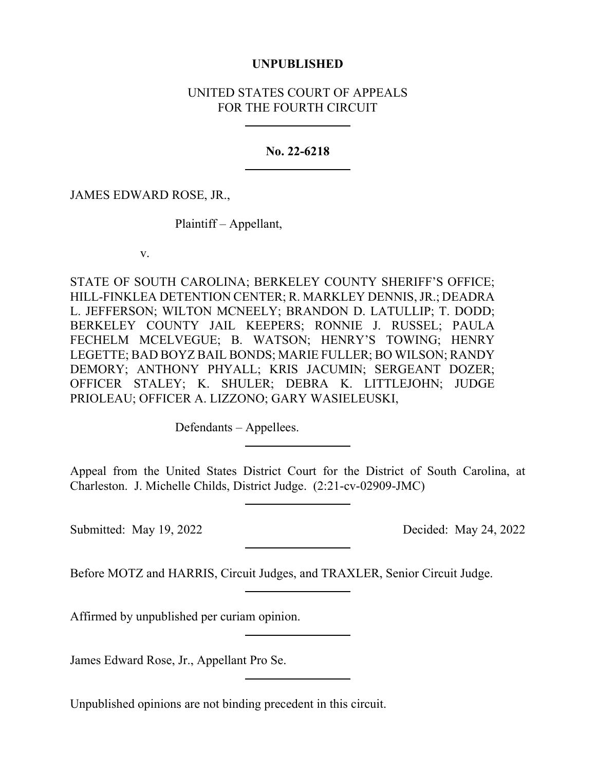**UNPUBLISHED**

UNITED STATES COURT OF APPEALS
FOR THE FOURTH CIRCUIT

---

**No. 22-6218**

---

JAMES EDWARD ROSE, JR.,

Plaintiff – Appellant,

v.

STATE OF SOUTH CAROLINA; BERKELEY COUNTY SHERIFF'S OFFICE; HILL-FINKLEA DETENTION CENTER; R. MARKLEY DENNIS, JR.; DEADRA L. JEFFERSON; WILTON MCNEELY; BRANDON D. LATULLIP; T. DODD; BERKELEY COUNTY JAIL KEEPERS; RONNIE J. RUSSEL; PAULA FECHELM MCELVEGUE; B. WATSON; HENRY'S TOWING; HENRY LEGETTE; BAD BOYZ BAIL BONDS; MARIE FULLER; BO WILSON; RANDY DEMORY; ANTHONY PHYALL; KRIS JACUMIN; SERGEANT DOZER; OFFICER STALEY; K. SHULER; DEBRA K. LITTLEJOHN; JUDGE PRIOLEAU; OFFICER A. LIZZONO; GARY WASIELEUSKI,

Defendants – Appellees.

---

Appeal from the United States District Court for the District of South Carolina, at Charleston. J. Michelle Childs, District Judge. (2:21-cv-02909-JMC)

---

Submitted: May 19, 2022 Decided: May 24, 2022

---

Before MOTZ and HARRIS, Circuit Judges, and TRAXLER, Senior Circuit Judge.

---

Affirmed by unpublished per curiam opinion.

---

James Edward Rose, Jr., Appellant Pro Se.

---

Unpublished opinions are not binding precedent in this circuit.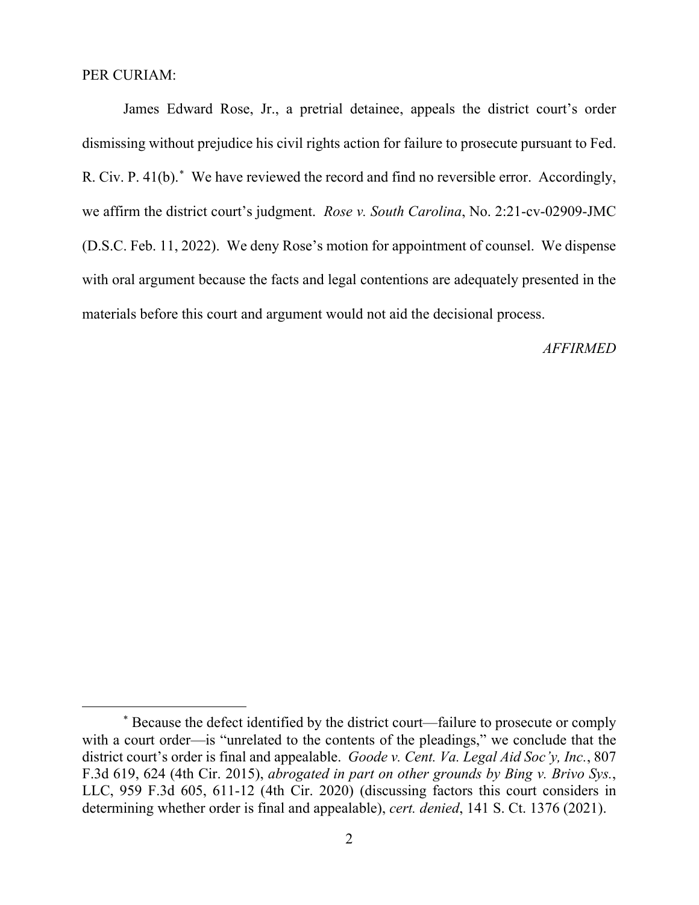PER CURIAM:

James Edward Rose, Jr., a pretrial detainee, appeals the district court's order dismissing without prejudice his civil rights action for failure to prosecute pursuant to Fed. R. Civ. P. 41(b).[*] We have reviewed the record and find no reversible error. Accordingly, we affirm the district court's judgment. *Rose v. South Carolina*, No. 2:21-cv-02909-JMC (D.S.C. Feb. 11, 2022). We deny Rose's motion for appointment of counsel. We dispense with oral argument because the facts and legal contentions are adequately presented in the materials before this court and argument would not aid the decisional process.

*AFFIRMED*

---

[*] Because the defect identified by the district court—failure to prosecute or comply with a court order—is "unrelated to the contents of the pleadings," we conclude that the district court's order is final and appealable. *Goode v. Cent. Va. Legal Aid Soc'y, Inc.*, 807 F.3d 619, 624 (4th Cir. 2015), *abrogated in part on other grounds by Bing v. Brivo Sys.*, LLC, 959 F.3d 605, 611-12 (4th Cir. 2020) (discussing factors this court considers in determining whether order is final and appealable), *cert. denied*, 141 S. Ct. 1376 (2021).